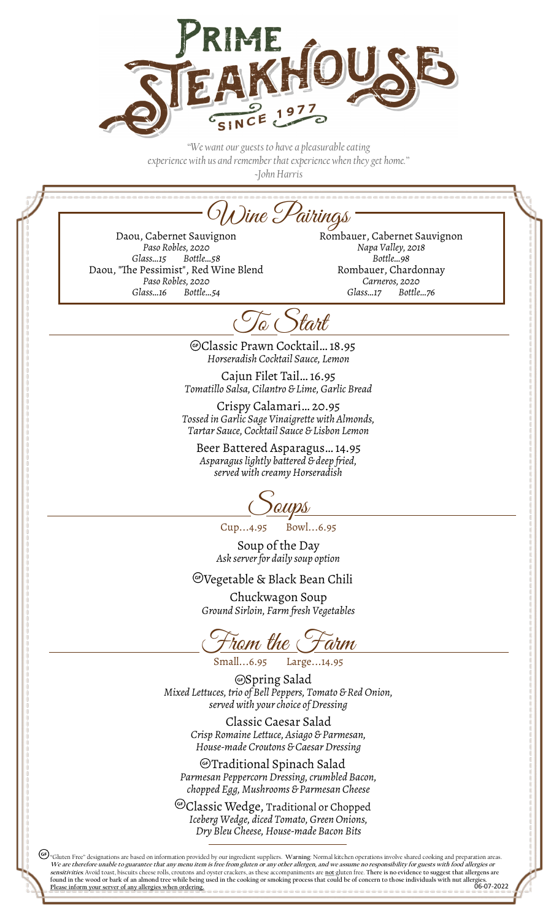# Prime Steakhouse

Since 1977

*"We want our guests to have a pleasurable eating experience with us and remember that experience when they get home."*
*-John Harris*

## Wine Pairings

Daou, Cabernet Sauvignon
*Paso Robles, 2020*
*Glass...15 Bottle...58*

Daou, "The Pessimist", Red Wine Blend
*Paso Robles, 2020*
*Glass...16 Bottle...54*

Rombauer, Cabernet Sauvignon
*Napa Valley, 2018*
*Bottle...98*

Rombauer, Chardonnay
*Carneros, 2020*
*Glass...17 Bottle...76*

## To Start

(GF) Classic Prawn Cocktail... 18.95
*Horseradish Cocktail Sauce, Lemon*

Cajun Filet Tail... 16.95
*Tomatillo Salsa, Cilantro & Lime, Garlic Bread*

Crispy Calamari... 20.95
*Tossed in Garlic Sage Vinaigrette with Almonds, Tartar Sauce, Cocktail Sauce & Lisbon Lemon*

Beer Battered Asparagus... 14.95
*Asparagus lightly battered & deep fried, served with creamy Horseradish*

## Soups

Cup...4.95 Bowl...6.95

Soup of the Day
*Ask server for daily soup option*

(GF) Vegetable & Black Bean Chili

Chuckwagon Soup
*Ground Sirloin, Farm fresh Vegetables*

## From the Farm

Small...6.95 Large...14.95

(GF) Spring Salad
*Mixed Lettuces, trio of Bell Peppers, Tomato & Red Onion, served with your choice of Dressing*

Classic Caesar Salad
*Crisp Romaine Lettuce, Asiago & Parmesan, House-made Croutons & Caesar Dressing*

(GF) Traditional Spinach Salad
*Parmesan Peppercorn Dressing, crumbled Bacon, chopped Egg, Mushrooms & Parmesan Cheese*

(GF) Classic Wedge, Traditional or Chopped
*Iceberg Wedge, diced Tomato, Green Onions, Dry Bleu Cheese, House-made Bacon Bits*

---

(GF) "Gluten Free" designations are based on information provided by our ingredient suppliers. **Warning**: Normal kitchen operations involve shared cooking and preparation areas. ***We are therefore unable to guarantee that any menu item is free from gluten or any other allergen, and we assume no responsibility for guests with food allergies or sensitivities.*** Avoid toast, biscuits cheese rolls, croutons and oyster crackers, as these accompaniments are not gluten free. **There is no evidence to suggest that allergens are found in the wood or bark of an almond tree while being used in the cooking or smoking process that could be of concern to those individuals with nut allergies.** Please inform your server of any allergies when ordering.

06-07-2022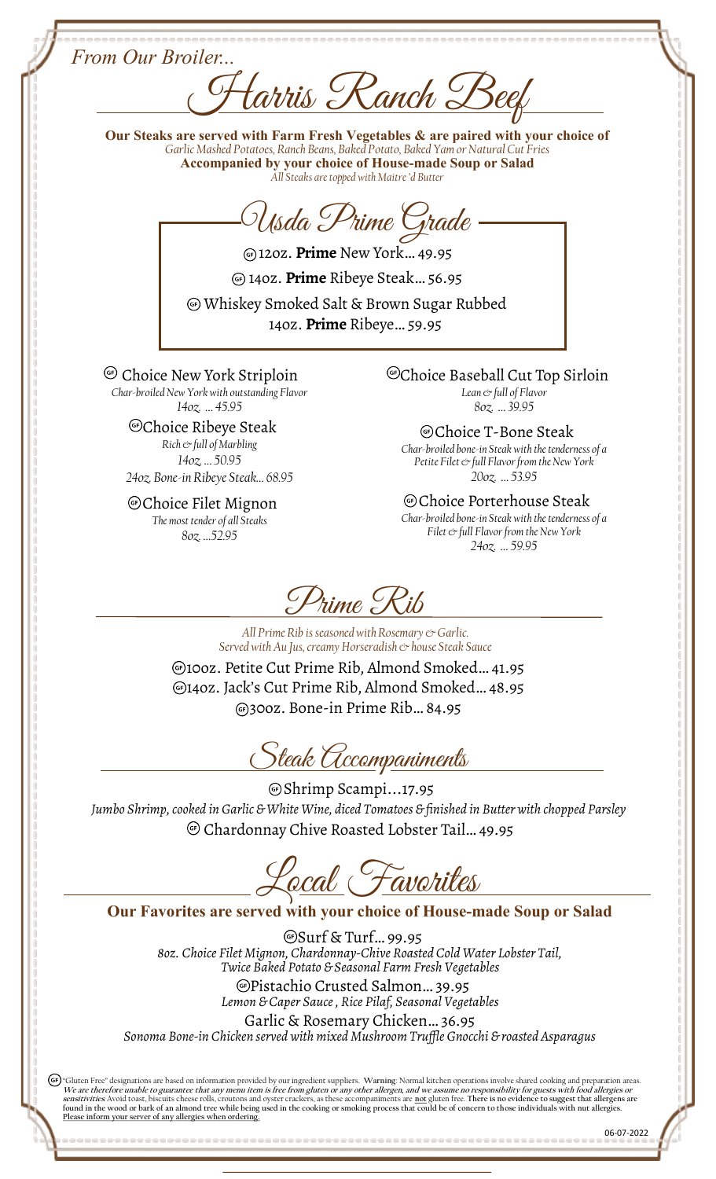*From Our Broiler...*

# Harris Ranch Beef

**Our Steaks are served with Farm Fresh Vegetables & are paired with your choice of**
*Garlic Mashed Potatoes, Ranch Beans, Baked Potato, Baked Yam or Natural Cut Fries*
**Accompanied by your choice of House-made Soup or Salad**
*All Steaks are topped with Maitre 'd Butter*

## Usda Prime Grade

GF 12oz. **Prime** New York… 49.95

GF 14oz. **Prime** Ribeye Steak… 56.95

GF Whiskey Smoked Salt & Brown Sugar Rubbed 14oz. **Prime** Ribeye… 59.95

GF Choice New York Striploin
*Char-broiled New York with outstanding Flavor*
*14oz … 45.95*

GF Choice Ribeye Steak
*Rich & full of Marbling*
*14oz … 50.95*
*24oz Bone-in Ribeye Steak… 68.95*

GF Choice Filet Mignon
*The most tender of all Steaks*
*8oz …52.95*

GF Choice Baseball Cut Top Sirloin
*Lean & full of Flavor*
*8oz … 39.95*

GF Choice T-Bone Steak
*Char-broiled bone-in Steak with the tenderness of a Petite Filet & full Flavor from the New York*
*20oz … 53.95*

GF Choice Porterhouse Steak
*Char-broiled bone-in Steak with the tenderness of a Filet & full Flavor from the New York*
*24oz … 59.95*

## Prime Rib

*All Prime Rib is seasoned with Rosemary & Garlic.*
*Served with Au Jus, creamy Horseradish & house Steak Sauce*

GF 10oz. Petite Cut Prime Rib, Almond Smoked… 41.95
GF 14oz. Jack's Cut Prime Rib, Almond Smoked… 48.95
GF 30oz. Bone-in Prime Rib… 84.95

## Steak Accompaniments

GF Shrimp Scampi…17.95
*Jumbo Shrimp, cooked in Garlic & White Wine, diced Tomatoes & finished in Butter with chopped Parsley*
GF Chardonnay Chive Roasted Lobster Tail… 49.95

## Local Favorites

**Our Favorites are served with your choice of House-made Soup or Salad**

GF Surf & Turf… 99.95
*8oz. Choice Filet Mignon, Chardonnay-Chive Roasted Cold Water Lobster Tail, Twice Baked Potato & Seasonal Farm Fresh Vegetables*

GF Pistachio Crusted Salmon… 39.95
*Lemon & Caper Sauce , Rice Pilaf, Seasonal Vegetables*

Garlic & Rosemary Chicken… 36.95
*Sonoma Bone-in Chicken served with mixed Mushroom Truffle Gnocchi & roasted Asparagus*

GF "Gluten Free" designations are based on information provided by our ingredient suppliers. **Warning**: Normal kitchen operations involve shared cooking and preparation areas. ***We are therefore unable to guarantee that any menu item is free from gluten or any other allergen, and we assume no responsibility for guests with food allergies or sensitivities*** Avoid toast, biscuits cheese rolls, croutons and oyster crackers, as these accompaniments are **not** gluten free. **There is no evidence to suggest that allergens are found in the wood or bark of an almond tree while being used in the cooking or smoking process that could be of concern to those individuals with nut allergies.** **Please inform your server of any allergies when ordering.**

06-07-2022